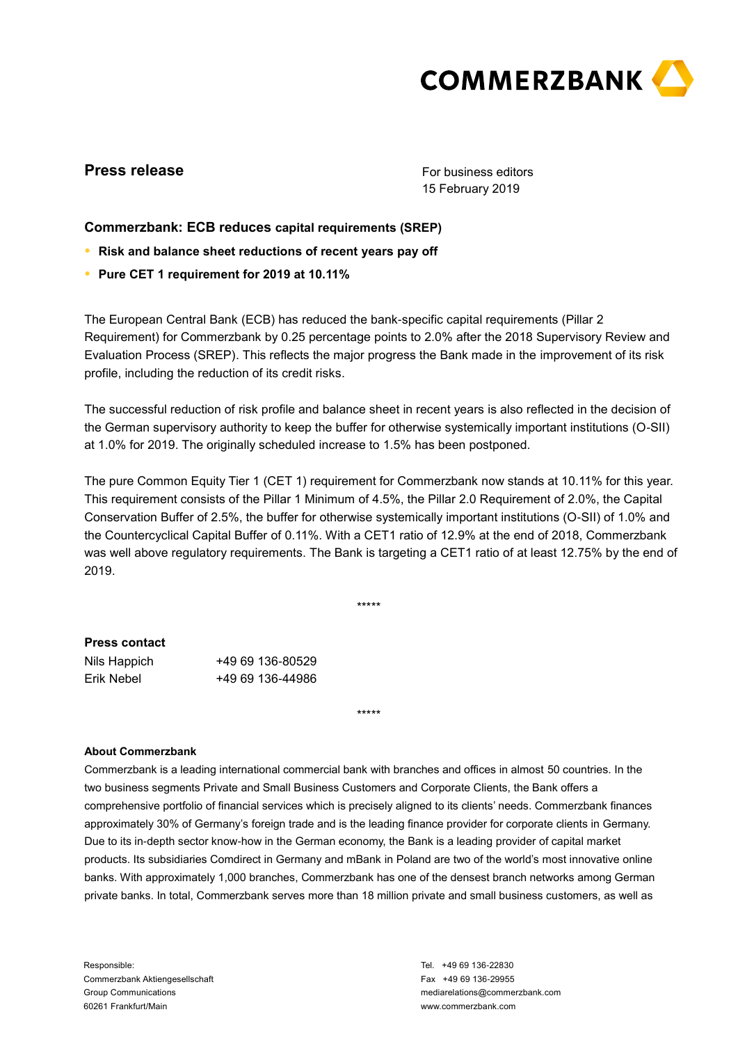COMMERZBANK

## Press release

For business editors
15 February 2019

### Commerzbank: ECB reduces capital requirements (SREP)

- **Risk and balance sheet reductions of recent years pay off**
- **Pure CET 1 requirement for 2019 at 10.11%**

The European Central Bank (ECB) has reduced the bank-specific capital requirements (Pillar 2 Requirement) for Commerzbank by 0.25 percentage points to 2.0% after the 2018 Supervisory Review and Evaluation Process (SREP). This reflects the major progress the Bank made in the improvement of its risk profile, including the reduction of its credit risks.

The successful reduction of risk profile and balance sheet in recent years is also reflected in the decision of the German supervisory authority to keep the buffer for otherwise systemically important institutions (O-SII) at 1.0% for 2019. The originally scheduled increase to 1.5% has been postponed.

The pure Common Equity Tier 1 (CET 1) requirement for Commerzbank now stands at 10.11% for this year. This requirement consists of the Pillar 1 Minimum of 4.5%, the Pillar 2.0 Requirement of 2.0%, the Capital Conservation Buffer of 2.5%, the buffer for otherwise systemically important institutions (O-SII) of 1.0% and the Countercyclical Capital Buffer of 0.11%. With a CET1 ratio of 12.9% at the end of 2018, Commerzbank was well above regulatory requirements. The Bank is targeting a CET1 ratio of at least 12.75% by the end of 2019.

*****

**Press contact**

| | |
|---|---|
| Nils Happich | +49 69 136-80529 |
| Erik Nebel | +49 69 136-44986 |

*****

**About Commerzbank**

Commerzbank is a leading international commercial bank with branches and offices in almost 50 countries. In the two business segments Private and Small Business Customers and Corporate Clients, the Bank offers a comprehensive portfolio of financial services which is precisely aligned to its clients' needs. Commerzbank finances approximately 30% of Germany's foreign trade and is the leading finance provider for corporate clients in Germany. Due to its in-depth sector know-how in the German economy, the Bank is a leading provider of capital market products. Its subsidiaries Comdirect in Germany and mBank in Poland are two of the world's most innovative online banks. With approximately 1,000 branches, Commerzbank has one of the densest branch networks among German private banks. In total, Commerzbank serves more than 18 million private and small business customers, as well as

Responsible:
Commerzbank Aktiengesellschaft
Group Communications
60261 Frankfurt/Main

Tel. +49 69 136-22830
Fax +49 69 136-29955
mediarelations@commerzbank.com
www.commerzbank.com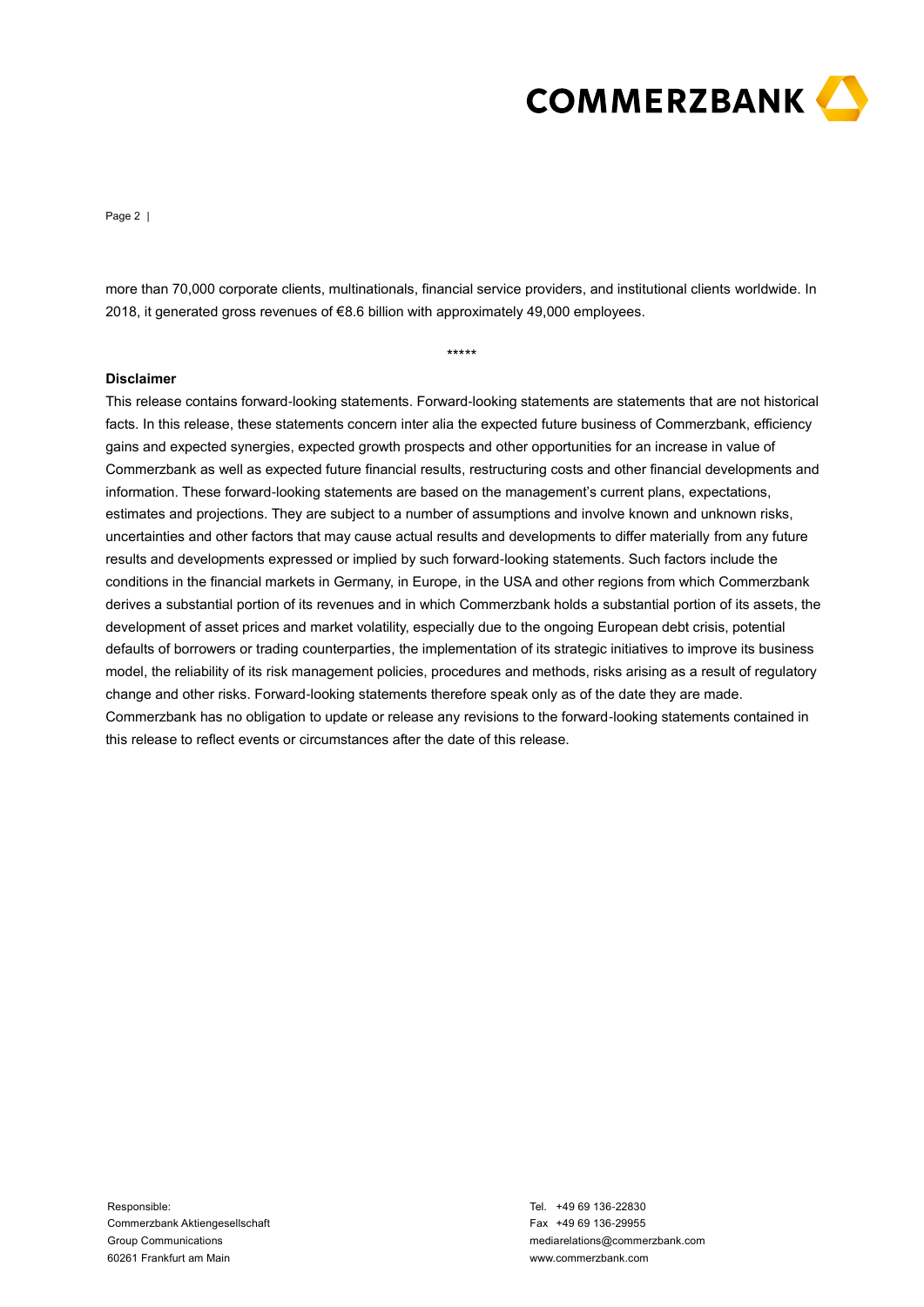more than 70,000 corporate clients, multinationals, financial service providers, and institutional clients worldwide. In 2018, it generated gross revenues of €8.6 billion with approximately 49,000 employees.

*****

**Disclaimer**

This release contains forward-looking statements. Forward-looking statements are statements that are not historical facts. In this release, these statements concern inter alia the expected future business of Commerzbank, efficiency gains and expected synergies, expected growth prospects and other opportunities for an increase in value of Commerzbank as well as expected future financial results, restructuring costs and other financial developments and information. These forward-looking statements are based on the management's current plans, expectations, estimates and projections. They are subject to a number of assumptions and involve known and unknown risks, uncertainties and other factors that may cause actual results and developments to differ materially from any future results and developments expressed or implied by such forward-looking statements. Such factors include the conditions in the financial markets in Germany, in Europe, in the USA and other regions from which Commerzbank derives a substantial portion of its revenues and in which Commerzbank holds a substantial portion of its assets, the development of asset prices and market volatility, especially due to the ongoing European debt crisis, potential defaults of borrowers or trading counterparties, the implementation of its strategic initiatives to improve its business model, the reliability of its risk management policies, procedures and methods, risks arising as a result of regulatory change and other risks. Forward-looking statements therefore speak only as of the date they are made. Commerzbank has no obligation to update or release any revisions to the forward-looking statements contained in this release to reflect events or circumstances after the date of this release.

Responsible:
Commerzbank Aktiengesellschaft
Group Communications
60261 Frankfurt am Main

Tel. +49 69 136-22830
Fax +49 69 136-29955
mediarelations@commerzbank.com
www.commerzbank.com